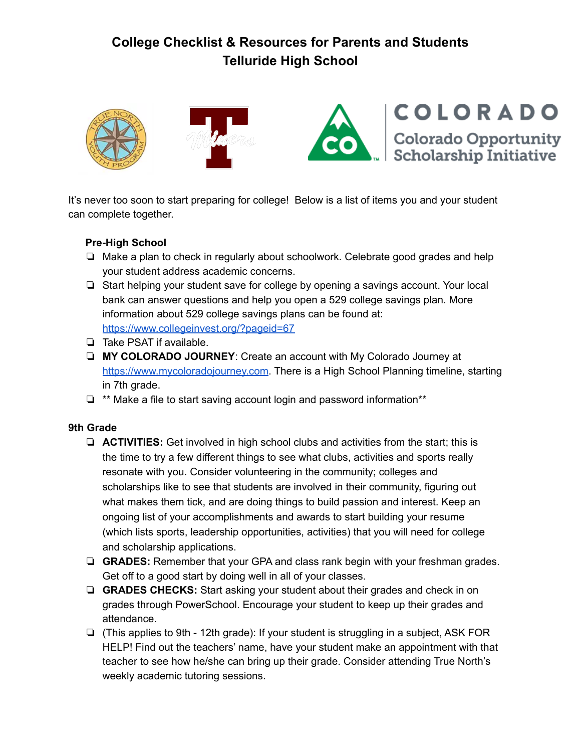# College Checklist & Resources for Parents and Students
# Telluride High School

COLORADO
Colorado Opportunity Scholarship Initiative

It's never too soon to start preparing for college! Below is a list of items you and your student can complete together.

### Pre-High School

- ❏ Make a plan to check in regularly about schoolwork. Celebrate good grades and help your student address academic concerns.
- ❏ Start helping your student save for college by opening a savings account. Your local bank can answer questions and help you open a 529 college savings plan. More information about 529 college savings plans can be found at: https://www.collegeinvest.org/?pageid=67
- ❏ Take PSAT if available.
- ❏ **MY COLORADO JOURNEY**: Create an account with My Colorado Journey at https://www.mycoloradojourney.com. There is a High School Planning timeline, starting in 7th grade.
- ❏ ** Make a file to start saving account login and password information**

### 9th Grade

- ❏ **ACTIVITIES:** Get involved in high school clubs and activities from the start; this is the time to try a few different things to see what clubs, activities and sports really resonate with you. Consider volunteering in the community; colleges and scholarships like to see that students are involved in their community, figuring out what makes them tick, and are doing things to build passion and interest. Keep an ongoing list of your accomplishments and awards to start building your resume (which lists sports, leadership opportunities, activities) that you will need for college and scholarship applications.
- ❏ **GRADES:** Remember that your GPA and class rank begin with your freshman grades. Get off to a good start by doing well in all of your classes.
- ❏ **GRADES CHECKS:** Start asking your student about their grades and check in on grades through PowerSchool. Encourage your student to keep up their grades and attendance.
- ❏ (This applies to 9th - 12th grade): If your student is struggling in a subject, ASK FOR HELP! Find out the teachers' name, have your student make an appointment with that teacher to see how he/she can bring up their grade. Consider attending True North's weekly academic tutoring sessions.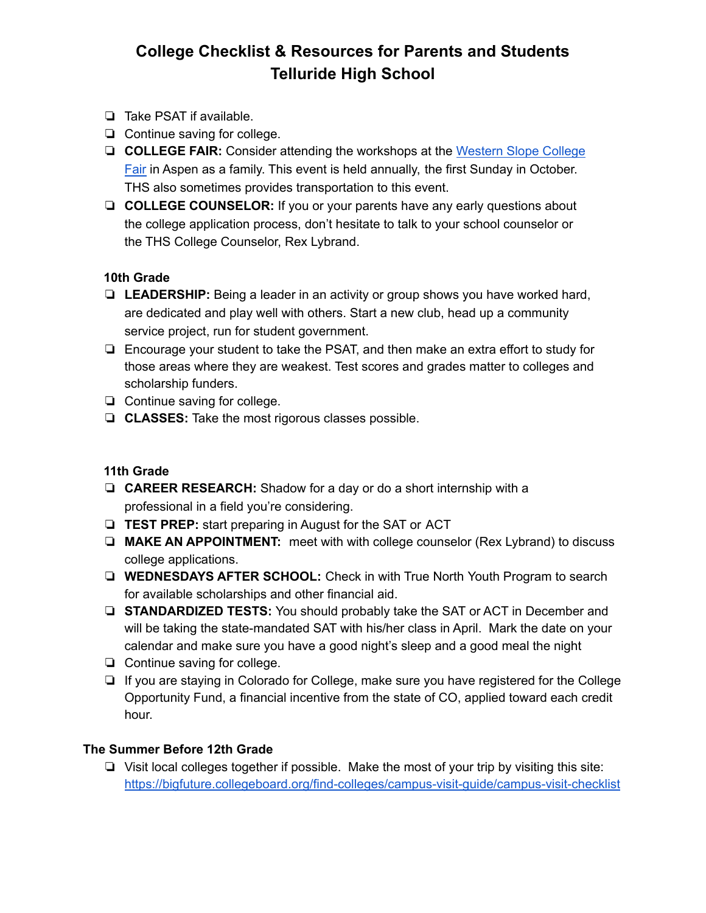# College Checklist & Resources for Parents and Students
## Telluride High School

- ❏ Take PSAT if available.
- ❏ Continue saving for college.
- ❏ **COLLEGE FAIR:** Consider attending the workshops at the Western Slope College Fair in Aspen as a family. This event is held annually, the first Sunday in October. THS also sometimes provides transportation to this event.
- ❏ **COLLEGE COUNSELOR:** If you or your parents have any early questions about the college application process, don't hesitate to talk to your school counselor or the THS College Counselor, Rex Lybrand.

### 10th Grade

- ❏ **LEADERSHIP:** Being a leader in an activity or group shows you have worked hard, are dedicated and play well with others. Start a new club, head up a community service project, run for student government.
- ❏ Encourage your student to take the PSAT, and then make an extra effort to study for those areas where they are weakest. Test scores and grades matter to colleges and scholarship funders.
- ❏ Continue saving for college.
- ❏ **CLASSES:** Take the most rigorous classes possible.

### 11th Grade

- ❏ **CAREER RESEARCH:** Shadow for a day or do a short internship with a professional in a field you're considering.
- ❏ **TEST PREP:** start preparing in August for the SAT or ACT
- ❏ **MAKE AN APPOINTMENT:** meet with with college counselor (Rex Lybrand) to discuss college applications.
- ❏ **WEDNESDAYS AFTER SCHOOL:** Check in with True North Youth Program to search for available scholarships and other financial aid.
- ❏ **STANDARDIZED TESTS:** You should probably take the SAT or ACT in December and will be taking the state-mandated SAT with his/her class in April. Mark the date on your calendar and make sure you have a good night's sleep and a good meal the night
- ❏ Continue saving for college.
- ❏ If you are staying in Colorado for College, make sure you have registered for the College Opportunity Fund, a financial incentive from the state of CO, applied toward each credit hour.

### The Summer Before 12th Grade

- ❏ Visit local colleges together if possible. Make the most of your trip by visiting this site: https://bigfuture.collegeboard.org/find-colleges/campus-visit-guide/campus-visit-checklist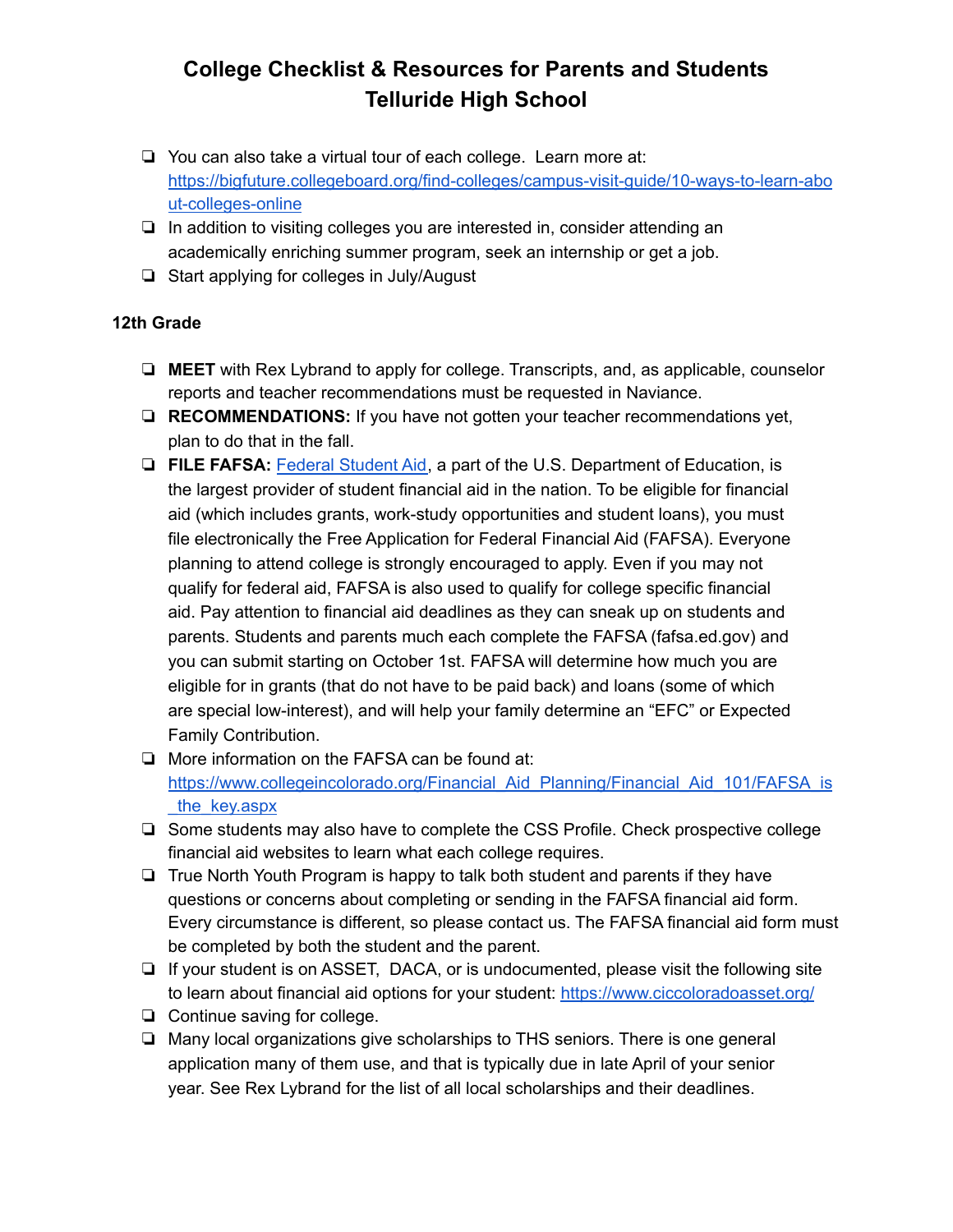# College Checklist & Resources for Parents and Students Telluride High School

- ❏ You can also take a virtual tour of each college. Learn more at: [https://bigfuture.collegeboard.org/find-colleges/campus-visit-guide/10-ways-to-learn-about-colleges-online](https://bigfuture.collegeboard.org/find-colleges/campus-visit-guide/10-ways-to-learn-about-colleges-online)
- ❏ In addition to visiting colleges you are interested in, consider attending an academically enriching summer program, seek an internship or get a job.
- ❏ Start applying for colleges in July/August

**12th Grade**

- ❏ **MEET** with Rex Lybrand to apply for college. Transcripts, and, as applicable, counselor reports and teacher recommendations must be requested in Naviance.
- ❏ **RECOMMENDATIONS:** If you have not gotten your teacher recommendations yet, plan to do that in the fall.
- ❏ **FILE FAFSA:** [Federal Student Aid](Federal Student Aid), a part of the U.S. Department of Education, is the largest provider of student financial aid in the nation. To be eligible for financial aid (which includes grants, work-study opportunities and student loans), you must file electronically the Free Application for Federal Financial Aid (FAFSA). Everyone planning to attend college is strongly encouraged to apply. Even if you may not qualify for federal aid, FAFSA is also used to qualify for college specific financial aid. Pay attention to financial aid deadlines as they can sneak up on students and parents. Students and parents much each complete the FAFSA (fafsa.ed.gov) and you can submit starting on October 1st. FAFSA will determine how much you are eligible for in grants (that do not have to be paid back) and loans (some of which are special low-interest), and will help your family determine an "EFC" or Expected Family Contribution.
- ❏ More information on the FAFSA can be found at: [https://www.collegeincolorado.org/Financial_Aid_Planning/Financial_Aid_101/FAFSA_is_the_key.aspx](https://www.collegeincolorado.org/Financial_Aid_Planning/Financial_Aid_101/FAFSA_is_the_key.aspx)
- ❏ Some students may also have to complete the CSS Profile. Check prospective college financial aid websites to learn what each college requires.
- ❏ True North Youth Program is happy to talk both student and parents if they have questions or concerns about completing or sending in the FAFSA financial aid form. Every circumstance is different, so please contact us. The FAFSA financial aid form must be completed by both the student and the parent.
- ❏ If your student is on ASSET, DACA, or is undocumented, please visit the following site to learn about financial aid options for your student: [https://www.ciccoloradoasset.org/](https://www.ciccoloradoasset.org/)
- ❏ Continue saving for college.
- ❏ Many local organizations give scholarships to THS seniors. There is one general application many of them use, and that is typically due in late April of your senior year. See Rex Lybrand for the list of all local scholarships and their deadlines.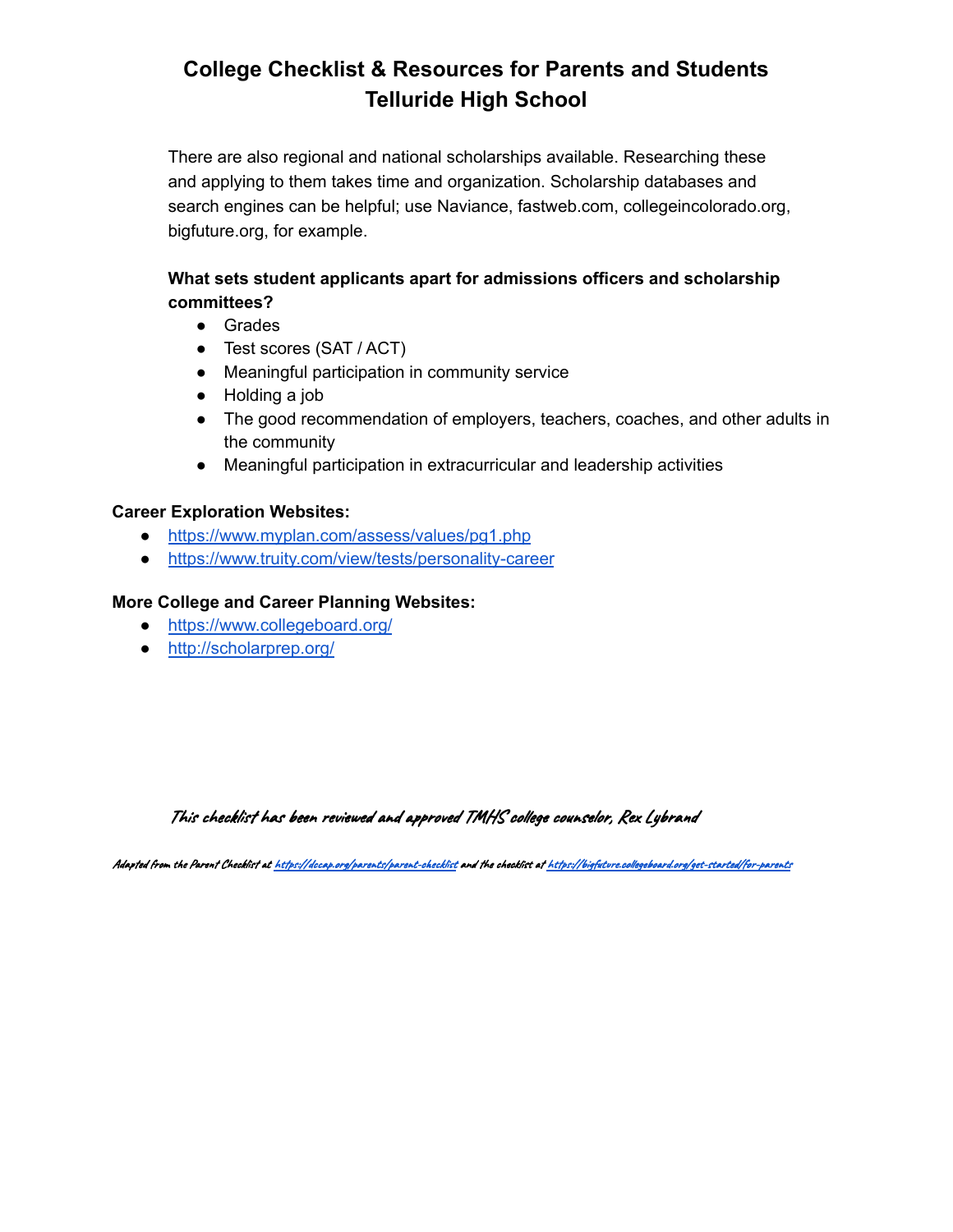# College Checklist & Resources for Parents and Students
# Telluride High School

There are also regional and national scholarships available. Researching these and applying to them takes time and organization. Scholarship databases and search engines can be helpful; use Naviance, fastweb.com, collegeincolorado.org, bigfuture.org, for example.

**What sets student applicants apart for admissions officers and scholarship committees?**

- Grades
- Test scores (SAT / ACT)
- Meaningful participation in community service
- Holding a job
- The good recommendation of employers, teachers, coaches, and other adults in the community
- Meaningful participation in extracurricular and leadership activities

**Career Exploration Websites:**

- https://www.myplan.com/assess/values/pg1.php
- https://www.truity.com/view/tests/personality-career

**More College and Career Planning Websites:**

- https://www.collegeboard.org/
- http://scholarprep.org/

*This checklist has been reviewed and approved TMHS college counselor, Rex Lybrand*

*Adapted from the Parent Checklist at https://dccap.org/parents/parent-checklist and the checklist at https://bigfuture.collegeboard.org/get-started/for-parents*